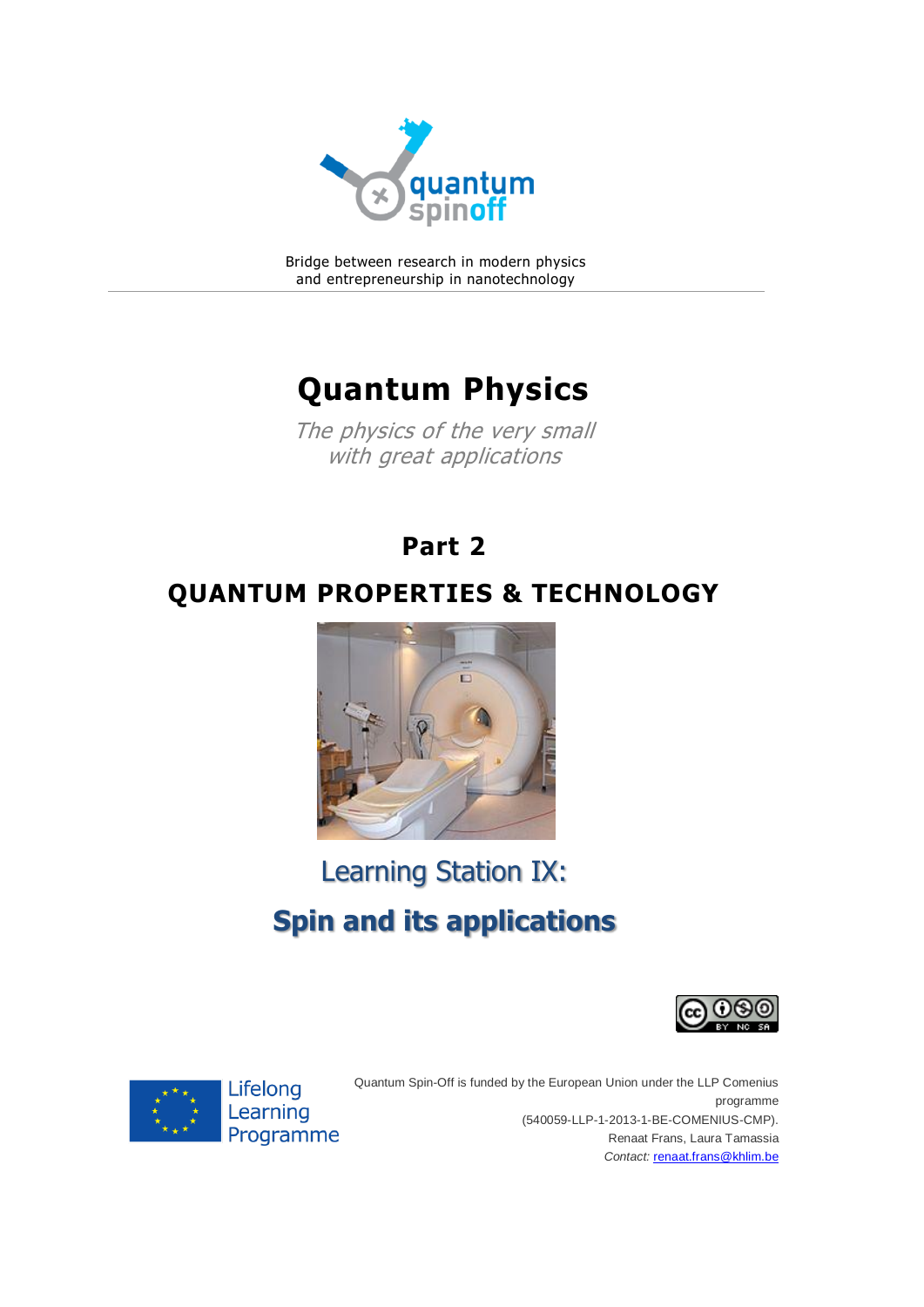Bridge between research in modern physics
and entrepreneurship in nanotechnology

# Quantum Physics

*The physics of the very small*
*with great applications*

## Part 2

## QUANTUM PROPERTIES & TECHNOLOGY

### Learning Station IX:

### Spin and its applications

Lifelong Learning Programme

Quantum Spin-Off is funded by the European Union under the LLP Comenius programme
(540059-LLP-1-2013-1-BE-COMENIUS-CMP).
Renaat Frans, Laura Tamassia
*Contact:* renaat.frans@khlim.be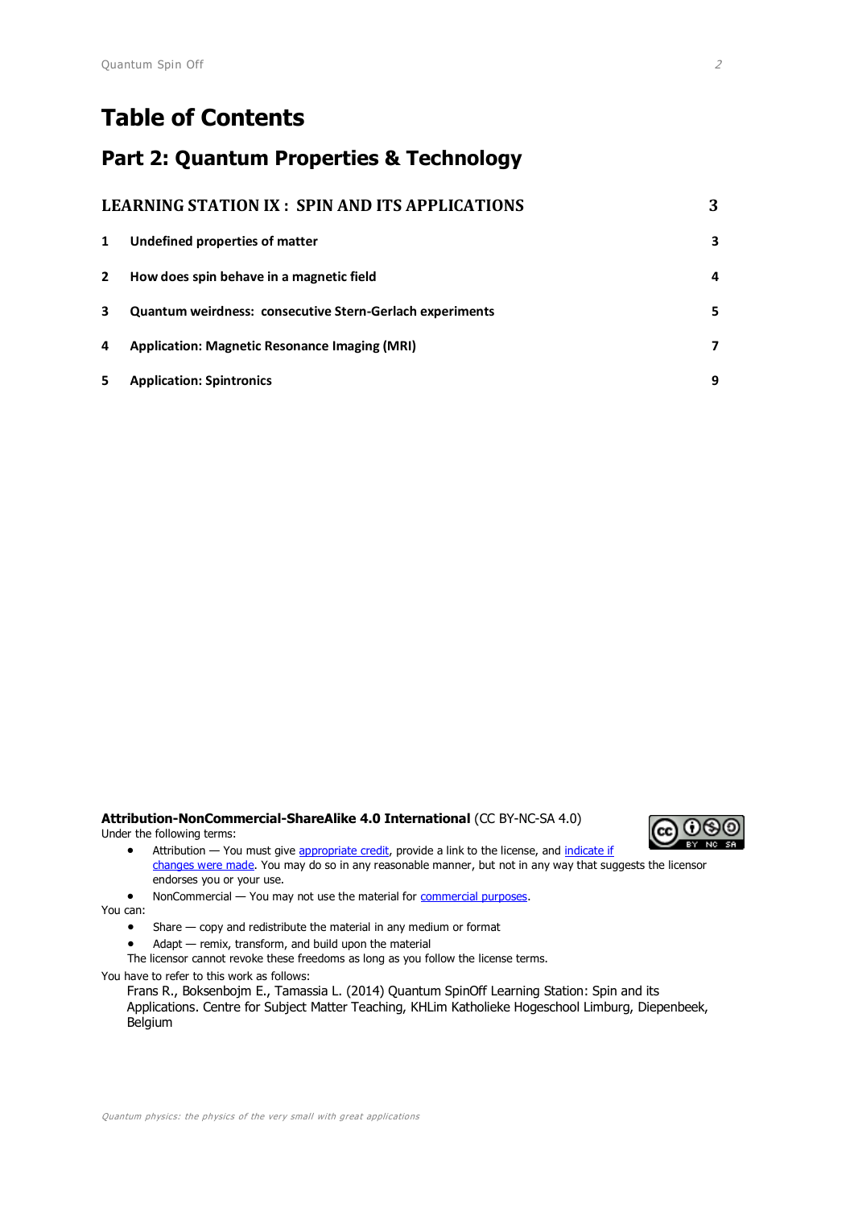# Table of Contents

## Part 2: Quantum Properties & Technology

| LEARNING STATION IX : SPIN AND ITS APPLICATIONS | | 3 |
|---|---|---|
| 1 | Undefined properties of matter | 3 |
| 2 | How does spin behave in a magnetic field | 4 |
| 3 | Quantum weirdness: consecutive Stern-Gerlach experiments | 5 |
| 4 | Application: Magnetic Resonance Imaging (MRI) | 7 |
| 5 | Application: Spintronics | 9 |

**Attribution-NonCommercial-ShareAlike 4.0 International** (CC BY-NC-SA 4.0)

Under the following terms:

- Attribution — You must give appropriate credit, provide a link to the license, and indicate if changes were made. You may do so in any reasonable manner, but not in any way that suggests the licensor endorses you or your use.
- NonCommercial — You may not use the material for commercial purposes.

You can:

- Share — copy and redistribute the material in any medium or format
- Adapt — remix, transform, and build upon the material

The licensor cannot revoke these freedoms as long as you follow the license terms.

You have to refer to this work as follows:

Frans R., Boksenbojm E., Tamassia L. (2014) Quantum SpinOff Learning Station: Spin and its Applications. Centre for Subject Matter Teaching, KHLim Katholieke Hogeschool Limburg, Diepenbeek, Belgium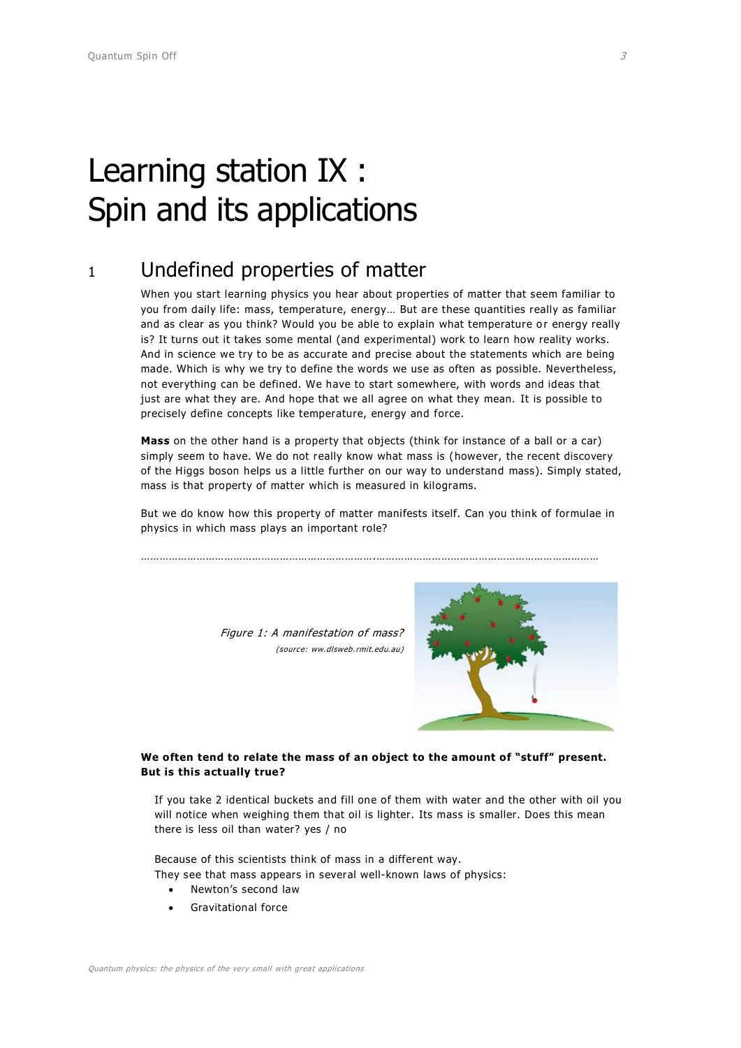# Learning station IX : Spin and its applications

## 1 Undefined properties of matter

When you start learning physics you hear about properties of matter that seem familiar to you from daily life: mass, temperature, energy… But are these quantities really as familiar and as clear as you think? Would you be able to explain what temperature or energy really is? It turns out it takes some mental (and experimental) work to learn how reality works. And in science we try to be as accurate and precise about the statements which are being made. Which is why we try to define the words we use as often as possible. Nevertheless, not everything can be defined. We have to start somewhere, with words and ideas that just are what they are. And hope that we all agree on what they mean. It is possible to precisely define concepts like temperature, energy and force.

**Mass** on the other hand is a property that objects (think for instance of a ball or a car) simply seem to have. We do not really know what mass is (however, the recent discovery of the Higgs boson helps us a little further on our way to understand mass). Simply stated, mass is that property of matter which is measured in kilograms.

But we do know how this property of matter manifests itself. Can you think of formulae in physics in which mass plays an important role?

……………………………………………………………………….……………………………………………………………………

*Figure 1: A manifestation of mass?*
*(source: ww.dlsweb.rmit.edu.au)*

**We often tend to relate the mass of an object to the amount of "stuff" present. But is this actually true?**

If you take 2 identical buckets and fill one of them with water and the other with oil you will notice when weighing them that oil is lighter. Its mass is smaller. Does this mean there is less oil than water? yes / no

Because of this scientists think of mass in a different way.
They see that mass appears in several well-known laws of physics:

- Newton's second law
- Gravitational force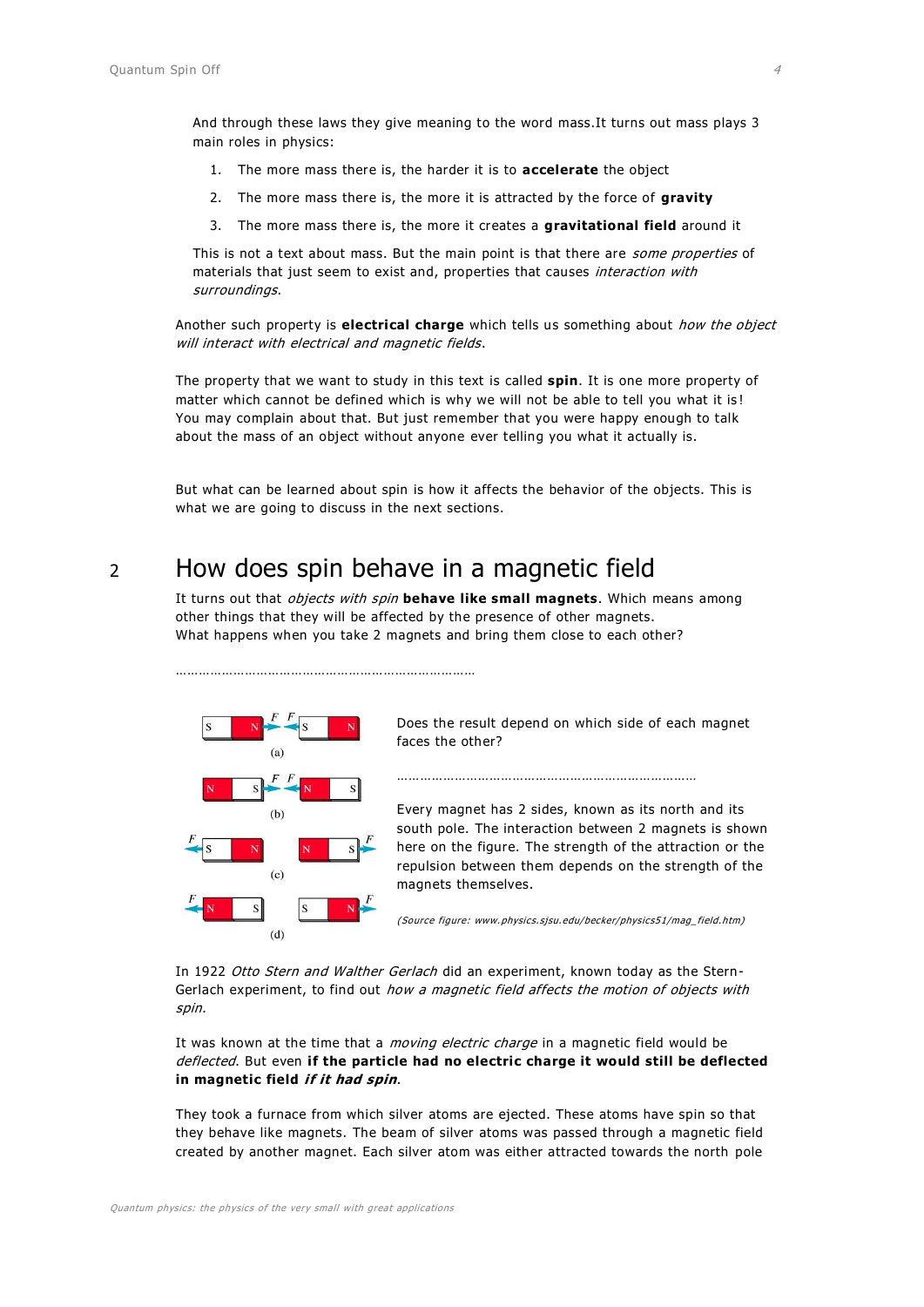And through these laws they give meaning to the word mass.It turns out mass plays 3 main roles in physics:

1. The more mass there is, the harder it is to **accelerate** the object
2. The more mass there is, the more it is attracted by the force of **gravity**
3. The more mass there is, the more it creates a **gravitational field** around it

This is not a text about mass. But the main point is that there are *some properties* of materials that just seem to exist and, properties that causes *interaction with surroundings*.

Another such property is **electrical charge** which tells us something about *how the object will interact with electrical and magnetic fields*.

The property that we want to study in this text is called **spin**. It is one more property of matter which cannot be defined which is why we will not be able to tell you what it is! You may complain about that. But just remember that you were happy enough to talk about the mass of an object without anyone ever telling you what it actually is.

But what can be learned about spin is how it affects the behavior of the objects. This is what we are going to discuss in the next sections.

# 2 How does spin behave in a magnetic field

It turns out that *objects with spin* **behave like small magnets**. Which means among other things that they will be affected by the presence of other magnets.
What happens when you take 2 magnets and bring them close to each other?

……………………………………………………………………

Does the result depend on which side of each magnet faces the other?

……………………………………………………………………

Every magnet has 2 sides, known as its north and its south pole. The interaction between 2 magnets is shown here on the figure. The strength of the attraction or the repulsion between them depends on the strength of the magnets themselves.

*(Source figure: www.physics.sjsu.edu/becker/physics51/mag_field.htm)*

In 1922 *Otto Stern and Walther Gerlach* did an experiment, known today as the Stern-Gerlach experiment, to find out *how a magnetic field affects the motion of objects with spin*.

It was known at the time that a *moving electric charge* in a magnetic field would be *deflected*. But even **if the particle had no electric charge it would still be deflected in magnetic field *if it had spin***.

They took a furnace from which silver atoms are ejected. These atoms have spin so that they behave like magnets. The beam of silver atoms was passed through a magnetic field created by another magnet. Each silver atom was either attracted towards the north pole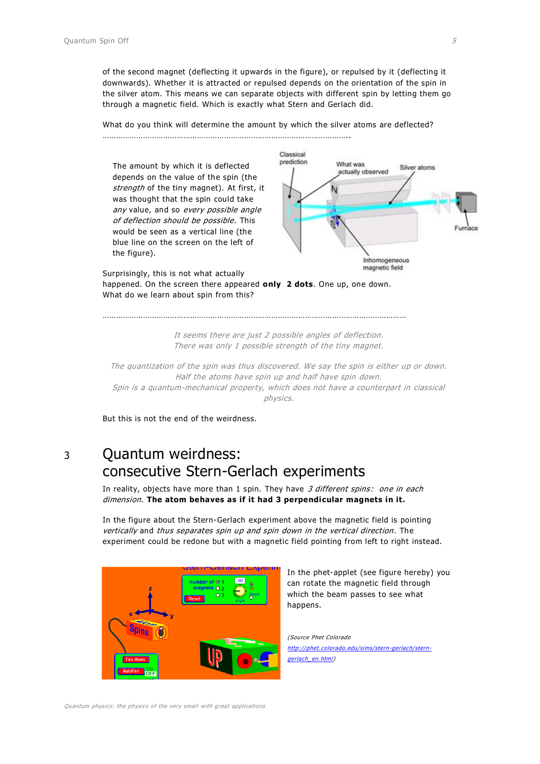of the second magnet (deflecting it upwards in the figure), or repulsed by it (deflecting it downwards). Whether it is attracted or repulsed depends on the orientation of the spin in the silver atom. This means we can separate objects with different spin by letting them go through a magnetic field. Which is exactly what Stern and Gerlach did.

What do you think will determine the amount by which the silver atoms are deflected?
………………………………………………………………………………………………..

The amount by which it is deflected depends on the value of the spin (the *strength* of the tiny magnet). At first, it was thought that the spin could take *any* value, and so *every possible angle of deflection should be possible*. This would be seen as a vertical line (the blue line on the screen on the left of the figure).

Surprisingly, this is not what actually happened. On the screen there appeared **only 2 dots**. One up, one down. What do we learn about spin from this?

……………………………………………………………………………………………………………………

*It seems there are just 2 possible angles of deflection.*
*There was only 1 possible strength of the tiny magnet.*

*The quantization of the spin was thus discovered. We say the spin is either up or down. Half the atoms have spin up and half have spin down.*
*Spin is a quantum-mechanical property, which does not have a counterpart in classical physics.*

But this is not the end of the weirdness.

# 3 Quantum weirdness: consecutive Stern-Gerlach experiments

In reality, objects have more than 1 spin. They have *3 different spins: one in each dimension*. **The atom behaves as if it had 3 perpendicular magnets in it.**

In the figure about the Stern-Gerlach experiment above the magnetic field is pointing *vertically* and *thus separates spin up and spin down in the vertical direction*. The experiment could be redone but with a magnetic field pointing from left to right instead.

In the phet-applet (see figure hereby) you can rotate the magnetic field through which the beam passes to see what happens.

*(Source Phet Colorado http://phet.colorado.edu/sims/stern-gerlach/stern-gerlach_en.html)*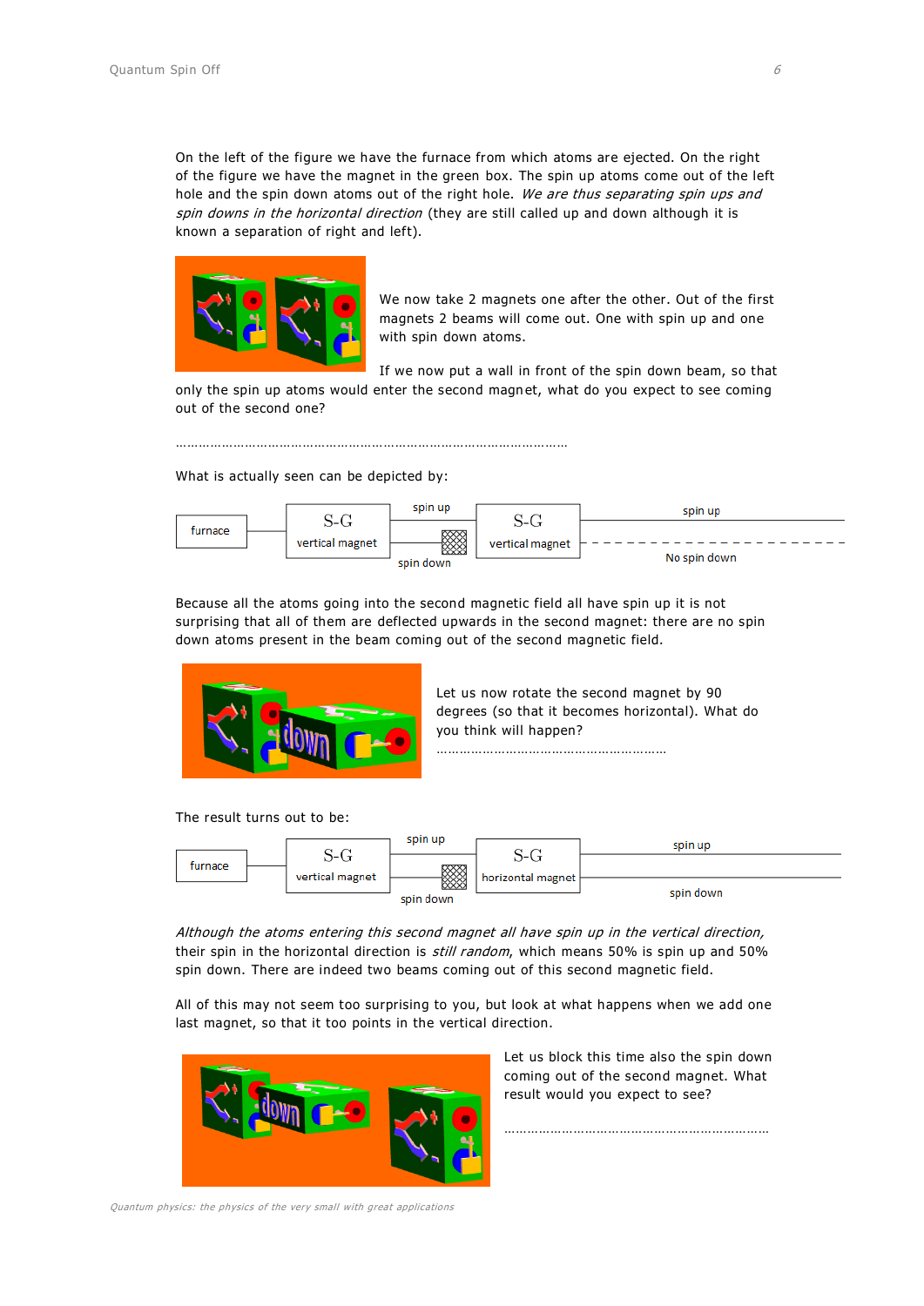On the left of the figure we have the furnace from which atoms are ejected. On the right of the figure we have the magnet in the green box. The spin up atoms come out of the left hole and the spin down atoms out of the right hole. *We are thus separating spin ups and spin downs in the horizontal direction* (they are still called up and down although it is known a separation of right and left).

We now take 2 magnets one after the other. Out of the first magnets 2 beams will come out. One with spin up and one with spin down atoms.

If we now put a wall in front of the spin down beam, so that only the spin up atoms would enter the second magnet, what do you expect to see coming out of the second one?

……………………………………………………………………………………………

What is actually seen can be depicted by:

furnace — S-G vertical magnet — spin up / spin down — S-G vertical magnet — spin up / No spin down

Because all the atoms going into the second magnetic field all have spin up it is not surprising that all of them are deflected upwards in the second magnet: there are no spin down atoms present in the beam coming out of the second magnetic field.

Let us now rotate the second magnet by 90 degrees (so that it becomes horizontal). What do you think will happen?

……………………………………………………………

The result turns out to be:

furnace — S-G vertical magnet — spin up / spin down — S-G horizontal magnet — spin up / spin down

*Although the atoms entering this second magnet all have spin up in the vertical direction,* their spin in the horizontal direction is *still random*, which means 50% is spin up and 50% spin down. There are indeed two beams coming out of this second magnetic field.

All of this may not seem too surprising to you, but look at what happens when we add one last magnet, so that it too points in the vertical direction.

Let us block this time also the spin down coming out of the second magnet. What result would you expect to see?

……………………………………………………………………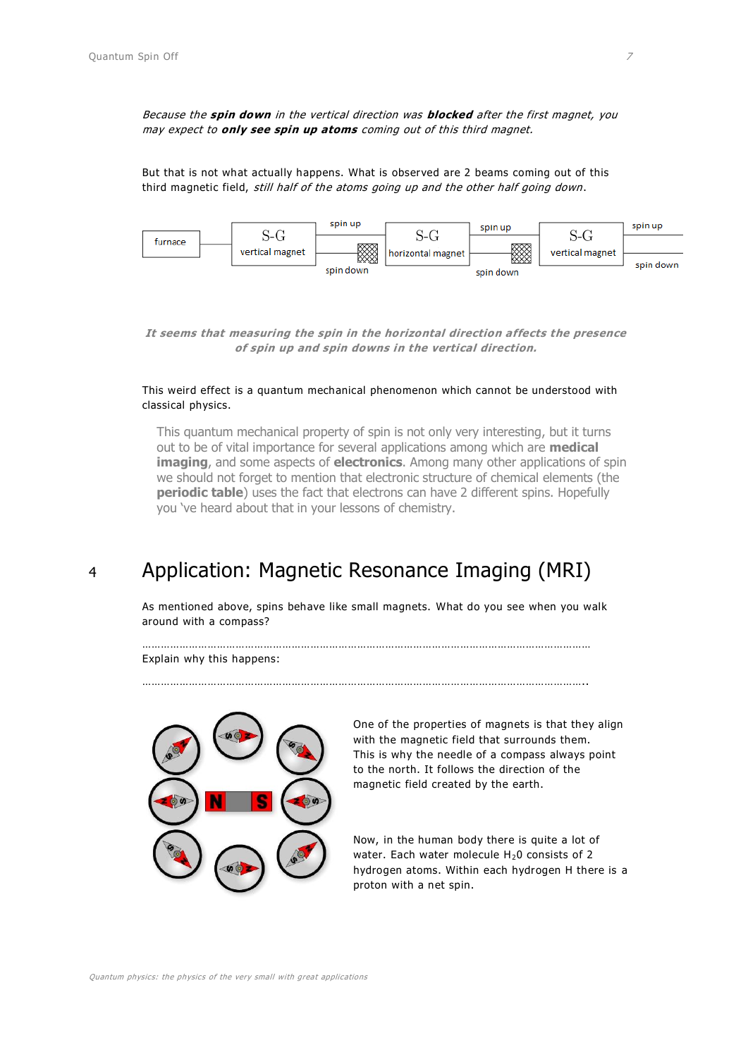*Because the **spin down** in the vertical direction was **blocked** after the first magnet, you may expect to **only see spin up atoms** coming out of this third magnet.*

But that is not what actually happens. What is observed are 2 beams coming out of this third magnetic field, *still half of the atoms going up and the other half going down*.

***It seems that measuring the spin in the horizontal direction affects the presence of spin up and spin downs in the vertical direction.***

This weird effect is a quantum mechanical phenomenon which cannot be understood with classical physics.

> This quantum mechanical property of spin is not only very interesting, but it turns out to be of vital importance for several applications among which are **medical imaging**, and some aspects of **electronics**. Among many other applications of spin we should not forget to mention that electronic structure of chemical elements (the **periodic table**) uses the fact that electrons can have 2 different spins. Hopefully you 've heard about that in your lessons of chemistry.

# 4 Application: Magnetic Resonance Imaging (MRI)

As mentioned above, spins behave like small magnets. What do you see when you walk around with a compass?

………………………………………………………………………………………………………………………

Explain why this happens:

……………………………………………………………………………………………………………………..

One of the properties of magnets is that they align with the magnetic field that surrounds them. This is why the needle of a compass always point to the north. It follows the direction of the magnetic field created by the earth.

Now, in the human body there is quite a lot of water. Each water molecule $H_20$ consists of 2 hydrogen atoms. Within each hydrogen H there is a proton with a net spin.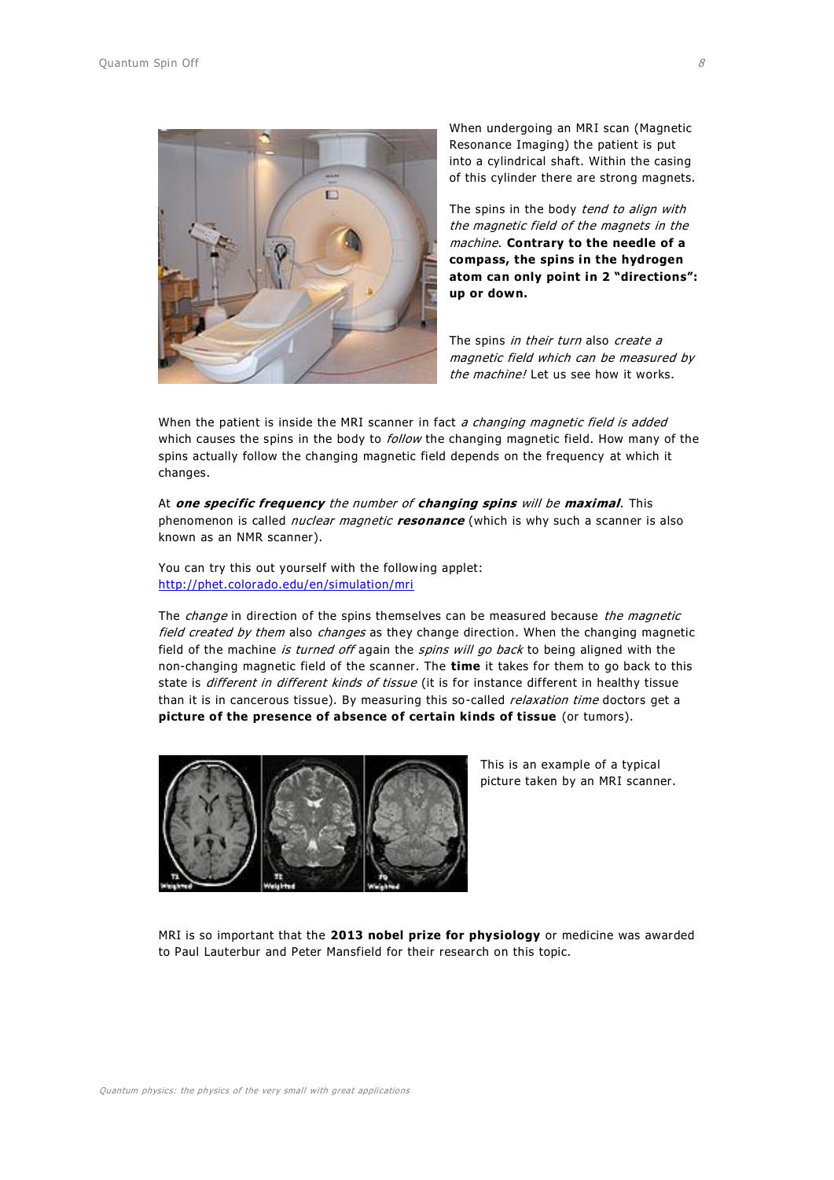When undergoing an MRI scan (Magnetic Resonance Imaging) the patient is put into a cylindrical shaft. Within the casing of this cylinder there are strong magnets.

The spins in the body *tend to align with the magnetic field of the magnets in the machine*. **Contrary to the needle of a compass, the spins in the hydrogen atom can only point in 2 "directions": up or down.**

The spins *in their turn* also *create a magnetic field which can be measured by the machine!* Let us see how it works.

When the patient is inside the MRI scanner in fact *a changing magnetic field is added* which causes the spins in the body to *follow* the changing magnetic field. How many of the spins actually follow the changing magnetic field depends on the frequency at which it changes.

At ***one specific frequency*** *the number of* ***changing spins*** *will be* ***maximal***. This phenomenon is called *nuclear magnetic* ***resonance*** (which is why such a scanner is also known as an NMR scanner).

You can try this out yourself with the following applet:
http://phet.colorado.edu/en/simulation/mri

The *change* in direction of the spins themselves can be measured because *the magnetic field created by them* also *changes* as they change direction. When the changing magnetic field of the machine *is turned off* again the *spins will go back* to being aligned with the non-changing magnetic field of the scanner. The **time** it takes for them to go back to this state is *different in different kinds of tissue* (it is for instance different in healthy tissue than it is in cancerous tissue). By measuring this so-called *relaxation time* doctors get a **picture of the presence of absence of certain kinds of tissue** (or tumors).

This is an example of a typical picture taken by an MRI scanner.

MRI is so important that the **2013 nobel prize for physiology** or medicine was awarded to Paul Lauterbur and Peter Mansfield for their research on this topic.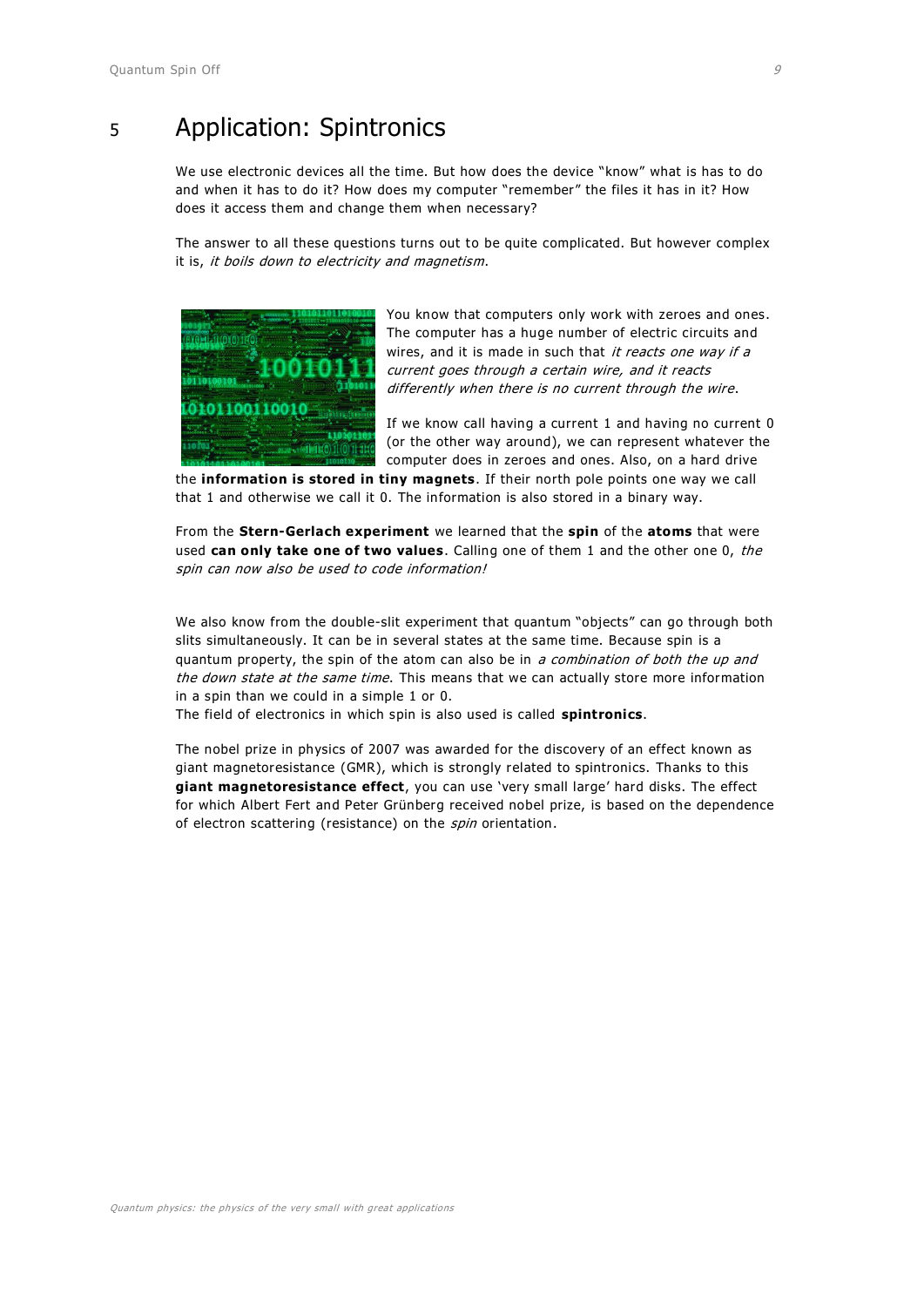# 5 Application: Spintronics

We use electronic devices all the time. But how does the device "know" what is has to do and when it has to do it? How does my computer "remember" the files it has in it? How does it access them and change them when necessary?

The answer to all these questions turns out to be quite complicated. But however complex it is, *it boils down to electricity and magnetism*.

You know that computers only work with zeroes and ones. The computer has a huge number of electric circuits and wires, and it is made in such that *it reacts one way if a current goes through a certain wire, and it reacts differently when there is no current through the wire*.

If we know call having a current 1 and having no current 0 (or the other way around), we can represent whatever the computer does in zeroes and ones. Also, on a hard drive the **information is stored in tiny magnets**. If their north pole points one way we call that 1 and otherwise we call it 0. The information is also stored in a binary way.

From the **Stern-Gerlach experiment** we learned that the **spin** of the **atoms** that were used **can only take one of two values**. Calling one of them 1 and the other one 0, *the spin can now also be used to code information!*

We also know from the double-slit experiment that quantum "objects" can go through both slits simultaneously. It can be in several states at the same time. Because spin is a quantum property, the spin of the atom can also be in *a combination of both the up and the down state at the same time*. This means that we can actually store more information in a spin than we could in a simple 1 or 0.
The field of electronics in which spin is also used is called **spintronics**.

The nobel prize in physics of 2007 was awarded for the discovery of an effect known as giant magnetoresistance (GMR), which is strongly related to spintronics. Thanks to this **giant magnetoresistance effect**, you can use 'very small large' hard disks. The effect for which Albert Fert and Peter Grünberg received nobel prize, is based on the dependence of electron scattering (resistance) on the *spin* orientation.